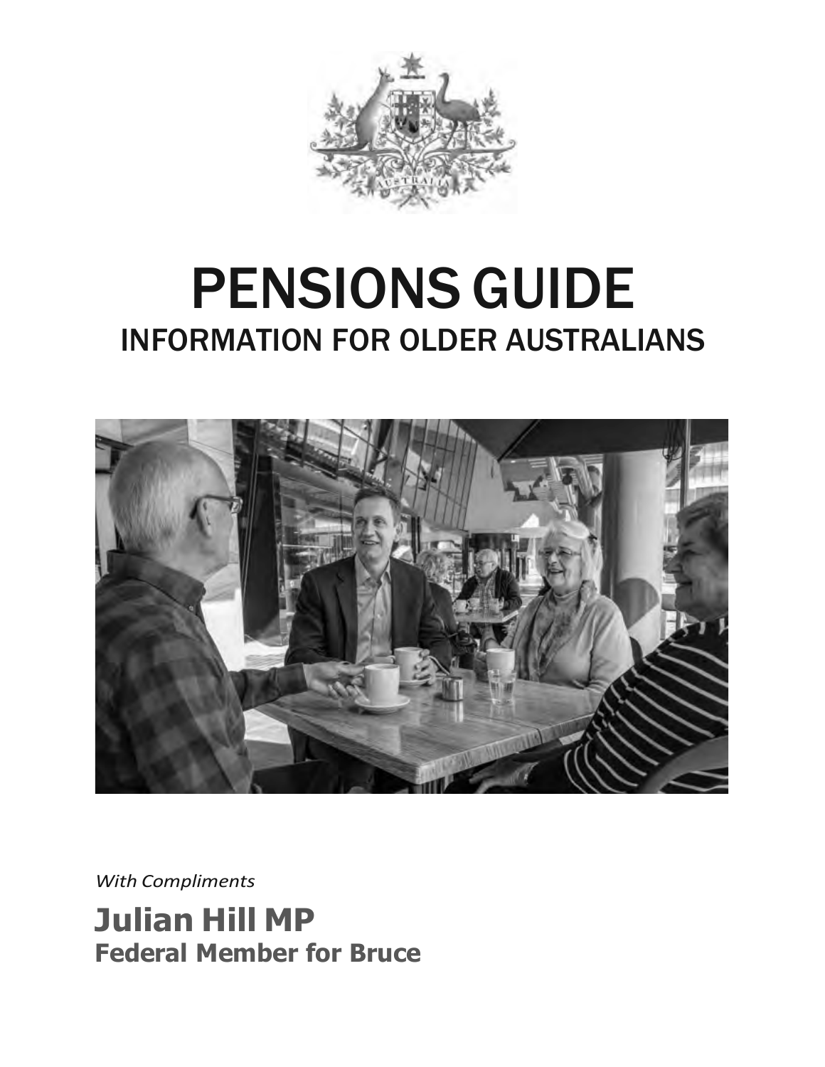# PENSIONS GUIDE

## INFORMATION FOR OLDER AUSTRALIANS

*With Compliments*

**Julian Hill MP**
**Federal Member for Bruce**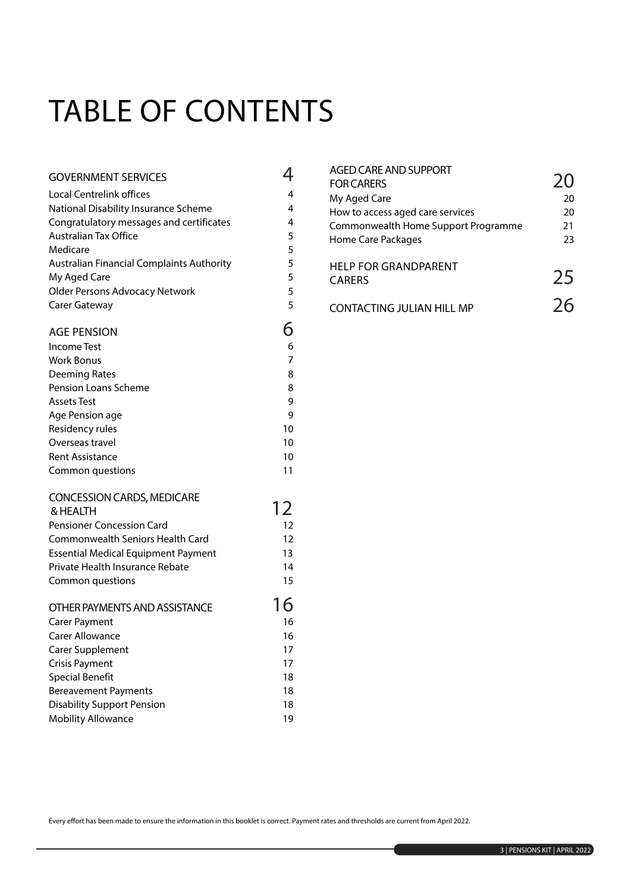# TABLE OF CONTENTS

| | |
|---|---|
| **GOVERNMENT SERVICES** | **4** |
| Local Centrelink offices | 4 |
| National Disability Insurance Scheme | 4 |
| Congratulatory messages and certificates | 4 |
| Australian Tax Office | 5 |
| Medicare | 5 |
| Australian Financial Complaints Authority | 5 |
| My Aged Care | 5 |
| Older Persons Advocacy Network | 5 |
| Carer Gateway | 5 |
| **AGE PENSION** | **6** |
| Income Test | 6 |
| Work Bonus | 7 |
| Deeming Rates | 8 |
| Pension Loans Scheme | 8 |
| Assets Test | 9 |
| Age Pension age | 9 |
| Residency rules | 10 |
| Overseas travel | 10 |
| Rent Assistance | 10 |
| Common questions | 11 |
| **CONCESSION CARDS, MEDICARE & HEALTH** | **12** |
| Pensioner Concession Card | 12 |
| Commonwealth Seniors Health Card | 12 |
| Essential Medical Equipment Payment | 13 |
| Private Health Insurance Rebate | 14 |
| Common questions | 15 |
| **OTHER PAYMENTS AND ASSISTANCE** | **16** |
| Carer Payment | 16 |
| Carer Allowance | 16 |
| Carer Supplement | 17 |
| Crisis Payment | 17 |
| Special Benefit | 18 |
| Bereavement Payments | 18 |
| Disability Support Pension | 18 |
| Mobility Allowance | 19 |
| **AGED CARE AND SUPPORT FOR CARERS** | **20** |
| My Aged Care | 20 |
| How to access aged care services | 20 |
| Commonwealth Home Support Programme | 21 |
| Home Care Packages | 23 |
| **HELP FOR GRANDPARENT CARERS** | **25** |
| **CONTACTING JULIAN HILL MP** | **26** |

Every effort has been made to ensure the information in this booklet is correct. Payment rates and thresholds are current from April 2022.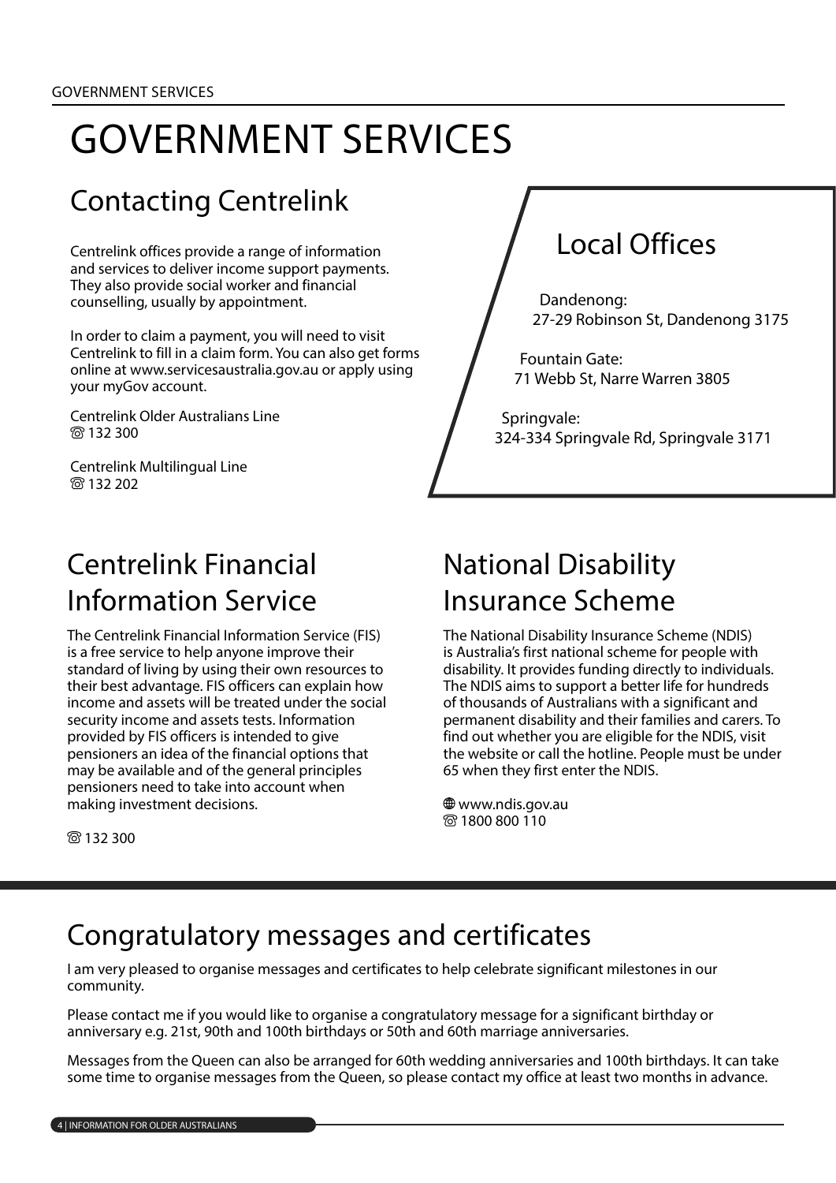# GOVERNMENT SERVICES

## Contacting Centrelink

Centrelink offices provide a range of information and services to deliver income support payments. They also provide social worker and financial counselling, usually by appointment.

In order to claim a payment, you will need to visit Centrelink to fill in a claim form. You can also get forms online at www.servicesaustralia.gov.au or apply using your myGov account.

Centrelink Older Australians Line
☏ 132 300

Centrelink Multilingual Line
☏ 132 202

## Local Offices

Dandenong:
27-29 Robinson St, Dandenong 3175

Fountain Gate:
71 Webb St, Narre Warren 3805

Springvale:
324-334 Springvale Rd, Springvale 3171

## Centrelink Financial Information Service

The Centrelink Financial Information Service (FIS) is a free service to help anyone improve their standard of living by using their own resources to their best advantage. FIS officers can explain how income and assets will be treated under the social security income and assets tests. Information provided by FIS officers is intended to give pensioners an idea of the financial options that may be available and of the general principles pensioners need to take into account when making investment decisions.

☏ 132 300

## National Disability Insurance Scheme

The National Disability Insurance Scheme (NDIS) is Australia's first national scheme for people with disability. It provides funding directly to individuals. The NDIS aims to support a better life for hundreds of thousands of Australians with a significant and permanent disability and their families and carers. To find out whether you are eligible for the NDIS, visit the website or call the hotline. People must be under 65 when they first enter the NDIS.

🌐 www.ndis.gov.au
☏ 1800 800 110

## Congratulatory messages and certificates

I am very pleased to organise messages and certificates to help celebrate significant milestones in our community.

Please contact me if you would like to organise a congratulatory message for a significant birthday or anniversary e.g. 21st, 90th and 100th birthdays or 50th and 60th marriage anniversaries.

Messages from the Queen can also be arranged for 60th wedding anniversaries and 100th birthdays. It can take some time to organise messages from the Queen, so please contact my office at least two months in advance.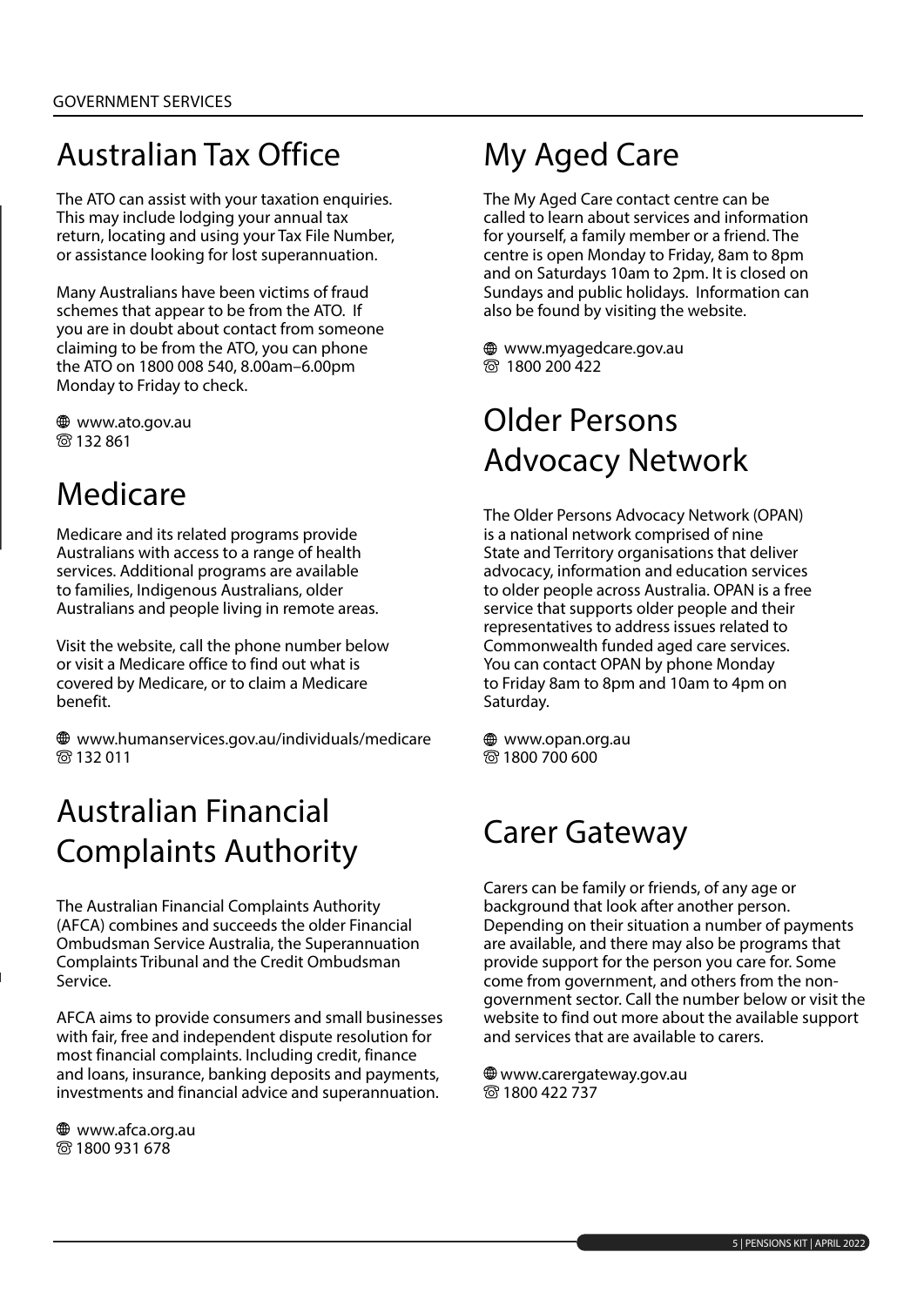GOVERNMENT SERVICES

## Australian Tax Office

The ATO can assist with your taxation enquiries. This may include lodging your annual tax return, locating and using your Tax File Number, or assistance looking for lost superannuation.

Many Australians have been victims of fraud schemes that appear to be from the ATO. If you are in doubt about contact from someone claiming to be from the ATO, you can phone the ATO on 1800 008 540, 8.00am–6.00pm Monday to Friday to check.

🌐 www.ato.gov.au
☏ 132 861

## Medicare

Medicare and its related programs provide Australians with access to a range of health services. Additional programs are available to families, Indigenous Australians, older Australians and people living in remote areas.

Visit the website, call the phone number below or visit a Medicare office to find out what is covered by Medicare, or to claim a Medicare benefit.

🌐 www.humanservices.gov.au/individuals/medicare
☏ 132 011

## Australian Financial Complaints Authority

The Australian Financial Complaints Authority (AFCA) combines and succeeds the older Financial Ombudsman Service Australia, the Superannuation Complaints Tribunal and the Credit Ombudsman Service.

AFCA aims to provide consumers and small businesses with fair, free and independent dispute resolution for most financial complaints. Including credit, finance and loans, insurance, banking deposits and payments, investments and financial advice and superannuation.

🌐 www.afca.org.au
☏ 1800 931 678

## My Aged Care

The My Aged Care contact centre can be called to learn about services and information for yourself, a family member or a friend. The centre is open Monday to Friday, 8am to 8pm and on Saturdays 10am to 2pm. It is closed on Sundays and public holidays. Information can also be found by visiting the website.

🌐 www.myagedcare.gov.au
☏ 1800 200 422

## Older Persons Advocacy Network

The Older Persons Advocacy Network (OPAN) is a national network comprised of nine State and Territory organisations that deliver advocacy, information and education services to older people across Australia. OPAN is a free service that supports older people and their representatives to address issues related to Commonwealth funded aged care services. You can contact OPAN by phone Monday to Friday 8am to 8pm and 10am to 4pm on Saturday.

🌐 www.opan.org.au
☏ 1800 700 600

## Carer Gateway

Carers can be family or friends, of any age or background that look after another person. Depending on their situation a number of payments are available, and there may also be programs that provide support for the person you care for. Some come from government, and others from the non-government sector. Call the number below or visit the website to find out more about the available support and services that are available to carers.

🌐 www.carergateway.gov.au
☏ 1800 422 737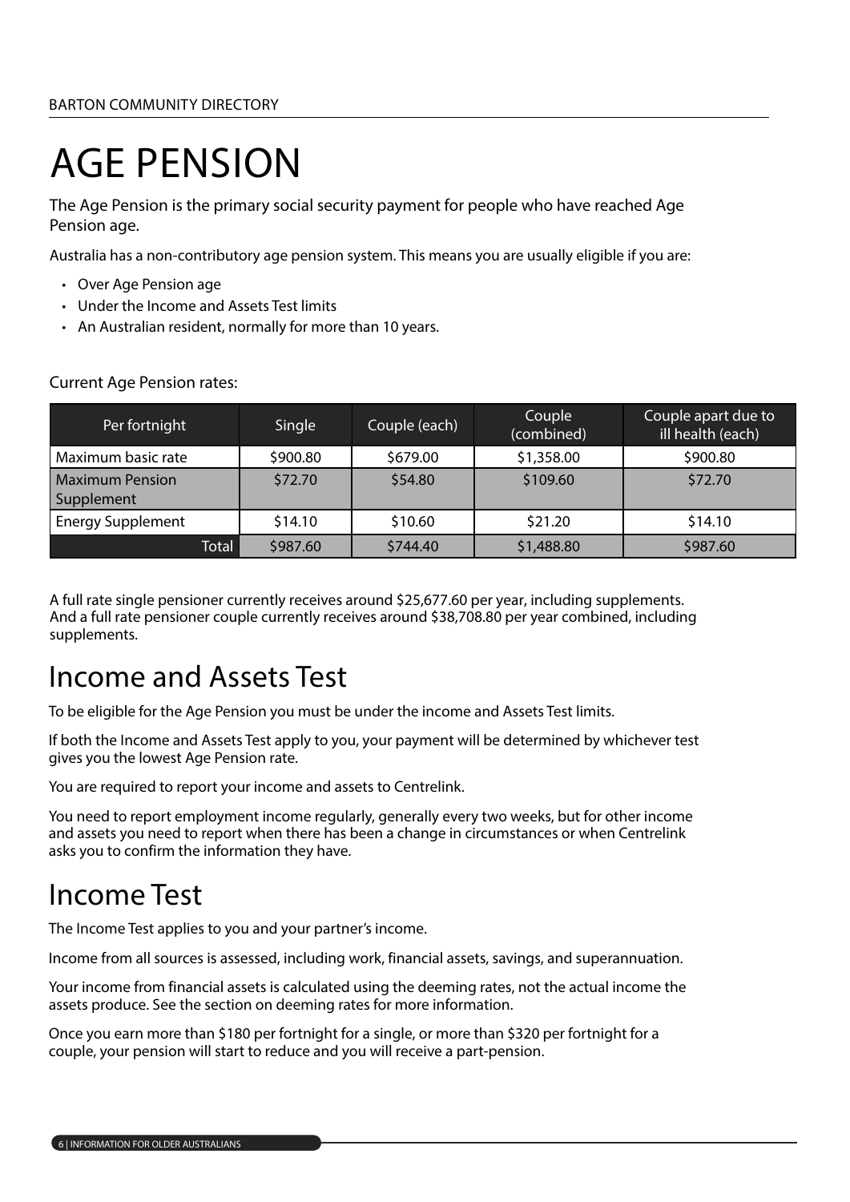# AGE PENSION

The Age Pension is the primary social security payment for people who have reached Age Pension age.

Australia has a non-contributory age pension system. This means you are usually eligible if you are:

- Over Age Pension age
- Under the Income and Assets Test limits
- An Australian resident, normally for more than 10 years.

Current Age Pension rates:

| Per fortnight | Single | Couple (each) | Couple (combined) | Couple apart due to ill health (each) |
|---|---|---|---|---|
| Maximum basic rate | $900.80 | $679.00 | $1,358.00 | $900.80 |
| Maximum Pension Supplement | $72.70 | $54.80 | $109.60 | $72.70 |
| Energy Supplement | $14.10 | $10.60 | $21.20 | $14.10 |
| Total | $987.60 | $744.40 | $1,488.80 | $987.60 |

A full rate single pensioner currently receives around $25,677.60 per year, including supplements. And a full rate pensioner couple currently receives around $38,708.80 per year combined, including supplements.

## Income and Assets Test

To be eligible for the Age Pension you must be under the income and Assets Test limits.

If both the Income and Assets Test apply to you, your payment will be determined by whichever test gives you the lowest Age Pension rate.

You are required to report your income and assets to Centrelink.

You need to report employment income regularly, generally every two weeks, but for other income and assets you need to report when there has been a change in circumstances or when Centrelink asks you to confirm the information they have.

## Income Test

The Income Test applies to you and your partner's income.

Income from all sources is assessed, including work, financial assets, savings, and superannuation.

Your income from financial assets is calculated using the deeming rates, not the actual income the assets produce. See the section on deeming rates for more information.

Once you earn more than $180 per fortnight for a single, or more than $320 per fortnight for a couple, your pension will start to reduce and you will receive a part-pension.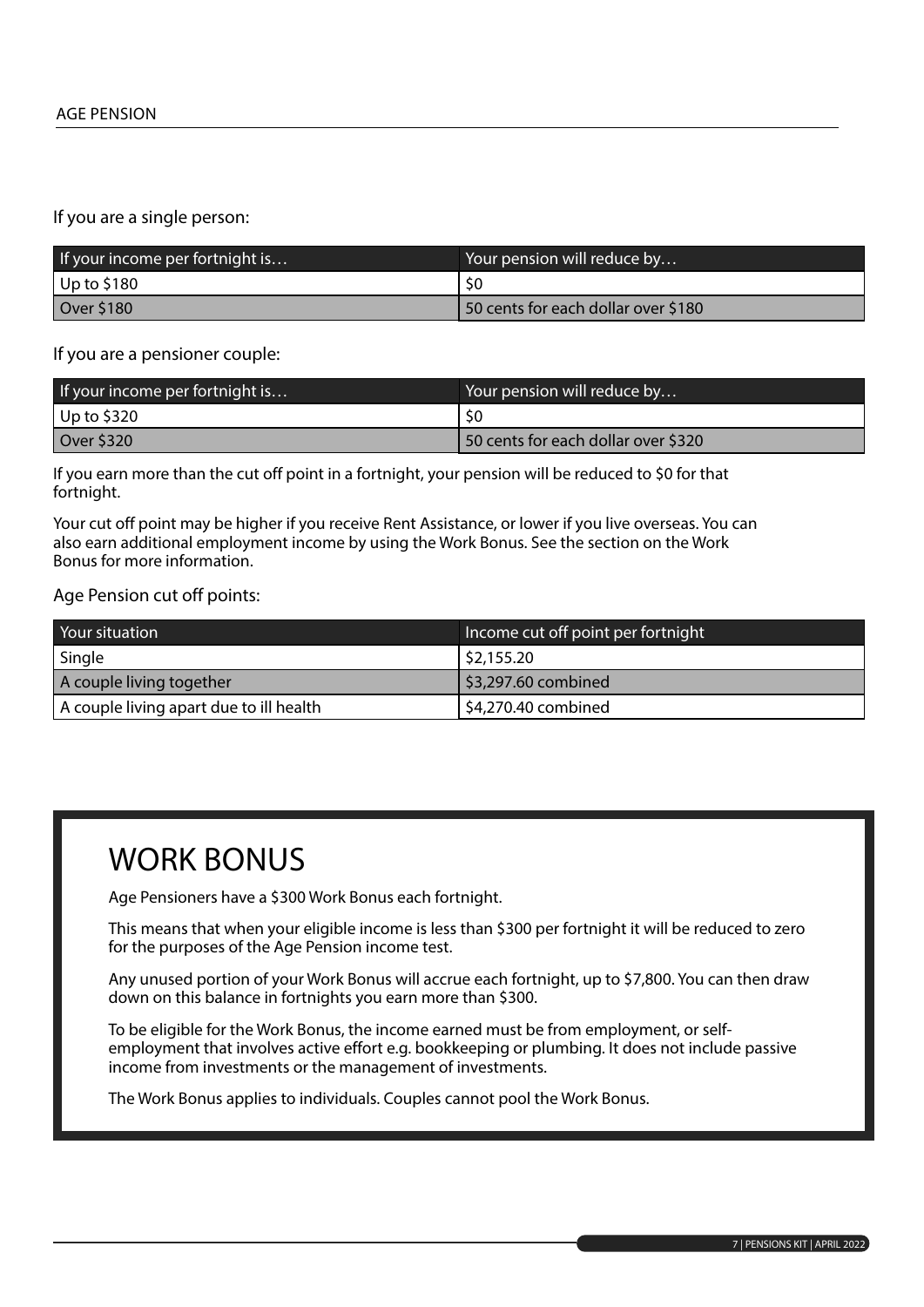If you are a single person:

| If your income per fortnight is… | Your pension will reduce by… |
| --- | --- |
| Up to $180 | $0 |
| Over $180 | 50 cents for each dollar over $180 |

If you are a pensioner couple:

| If your income per fortnight is… | Your pension will reduce by… |
| --- | --- |
| Up to $320 | $0 |
| Over $320 | 50 cents for each dollar over $320 |

If you earn more than the cut off point in a fortnight, your pension will be reduced to $0 for that fortnight.

Your cut off point may be higher if you receive Rent Assistance, or lower if you live overseas. You can also earn additional employment income by using the Work Bonus. See the section on the Work Bonus for more information.

Age Pension cut off points:

| Your situation | Income cut off point per fortnight |
| --- | --- |
| Single | $2,155.20 |
| A couple living together | $3,297.60 combined |
| A couple living apart due to ill health | $4,270.40 combined |

## WORK BONUS

Age Pensioners have a $300 Work Bonus each fortnight.

This means that when your eligible income is less than $300 per fortnight it will be reduced to zero for the purposes of the Age Pension income test.

Any unused portion of your Work Bonus will accrue each fortnight, up to $7,800. You can then draw down on this balance in fortnights you earn more than $300.

To be eligible for the Work Bonus, the income earned must be from employment, or self-employment that involves active effort e.g. bookkeeping or plumbing. It does not include passive income from investments or the management of investments.

The Work Bonus applies to individuals. Couples cannot pool the Work Bonus.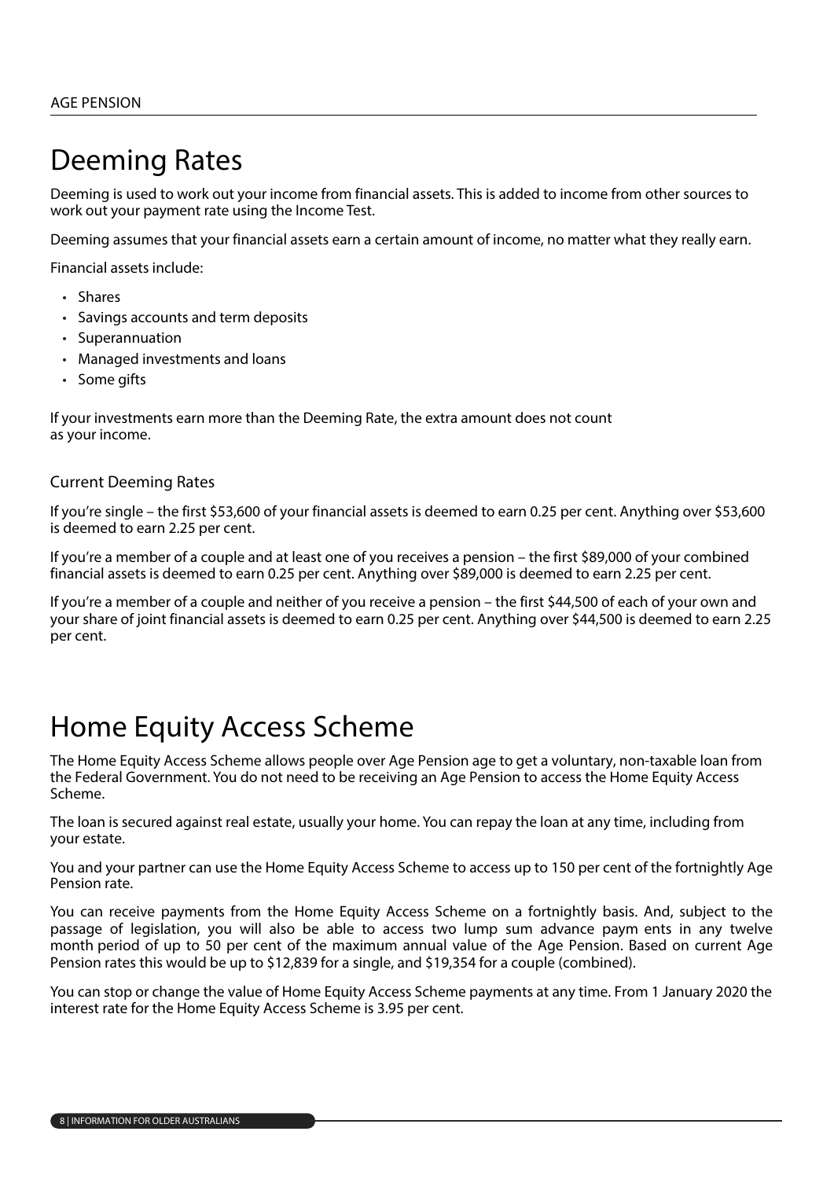# Deeming Rates

Deeming is used to work out your income from financial assets. This is added to income from other sources to work out your payment rate using the Income Test.

Deeming assumes that your financial assets earn a certain amount of income, no matter what they really earn.

Financial assets include:

- Shares
- Savings accounts and term deposits
- Superannuation
- Managed investments and loans
- Some gifts

If your investments earn more than the Deeming Rate, the extra amount does not count as your income.

### Current Deeming Rates

If you're single – the first $53,600 of your financial assets is deemed to earn 0.25 per cent. Anything over $53,600 is deemed to earn 2.25 per cent.

If you're a member of a couple and at least one of you receives a pension – the first $89,000 of your combined financial assets is deemed to earn 0.25 per cent. Anything over $89,000 is deemed to earn 2.25 per cent.

If you're a member of a couple and neither of you receive a pension – the first $44,500 of each of your own and your share of joint financial assets is deemed to earn 0.25 per cent. Anything over $44,500 is deemed to earn 2.25 per cent.

# Home Equity Access Scheme

The Home Equity Access Scheme allows people over Age Pension age to get a voluntary, non-taxable loan from the Federal Government. You do not need to be receiving an Age Pension to access the Home Equity Access Scheme.

The loan is secured against real estate, usually your home. You can repay the loan at any time, including from your estate.

You and your partner can use the Home Equity Access Scheme to access up to 150 per cent of the fortnightly Age Pension rate.

You can receive payments from the Home Equity Access Scheme on a fortnightly basis. And, subject to the passage of legislation, you will also be able to access two lump sum advance paym ents in any twelve month period of up to 50 per cent of the maximum annual value of the Age Pension. Based on current Age Pension rates this would be up to $12,839 for a single, and $19,354 for a couple (combined).

You can stop or change the value of Home Equity Access Scheme payments at any time. From 1 January 2020 the interest rate for the Home Equity Access Scheme is 3.95 per cent.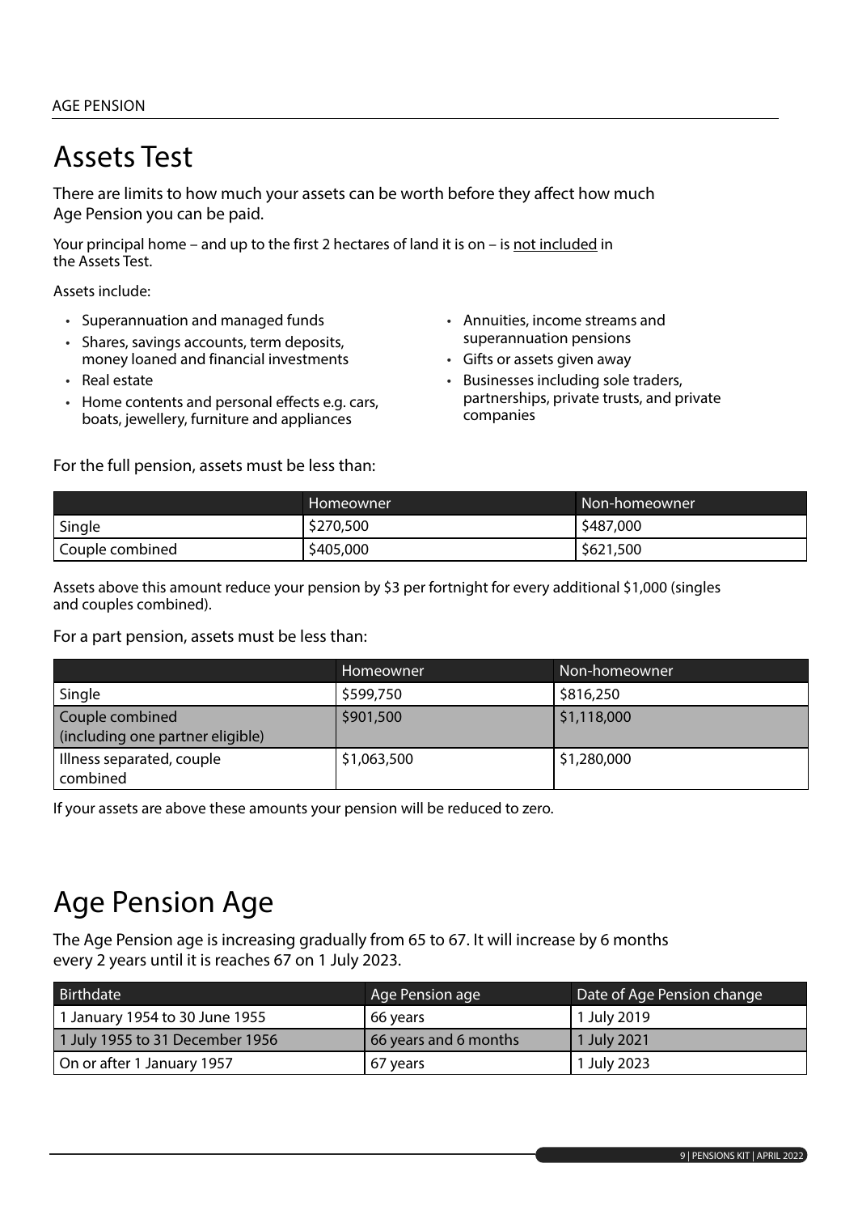# Assets Test

There are limits to how much your assets can be worth before they affect how much Age Pension you can be paid.

Your principal home – and up to the first 2 hectares of land it is on – is not included in the Assets Test.

Assets include:

- Superannuation and managed funds
- Shares, savings accounts, term deposits, money loaned and financial investments
- Real estate
- Home contents and personal effects e.g. cars, boats, jewellery, furniture and appliances
- Annuities, income streams and superannuation pensions
- Gifts or assets given away
- Businesses including sole traders, partnerships, private trusts, and private companies

For the full pension, assets must be less than:

| | Homeowner | Non-homeowner |
|---|---|---|
| Single | $270,500 | $487,000 |
| Couple combined | $405,000 | $621,500 |

Assets above this amount reduce your pension by $3 per fortnight for every additional $1,000 (singles and couples combined).

For a part pension, assets must be less than:

| | Homeowner | Non-homeowner |
|---|---|---|
| Single | $599,750 | $816,250 |
| Couple combined (including one partner eligible) | $901,500 | $1,118,000 |
| Illness separated, couple combined | $1,063,500 | $1,280,000 |

If your assets are above these amounts your pension will be reduced to zero.

# Age Pension Age

The Age Pension age is increasing gradually from 65 to 67. It will increase by 6 months every 2 years until it is reaches 67 on 1 July 2023.

| Birthdate | Age Pension age | Date of Age Pension change |
|---|---|---|
| 1 January 1954 to 30 June 1955 | 66 years | 1 July 2019 |
| 1 July 1955 to 31 December 1956 | 66 years and 6 months | 1 July 2021 |
| On or after 1 January 1957 | 67 years | 1 July 2023 |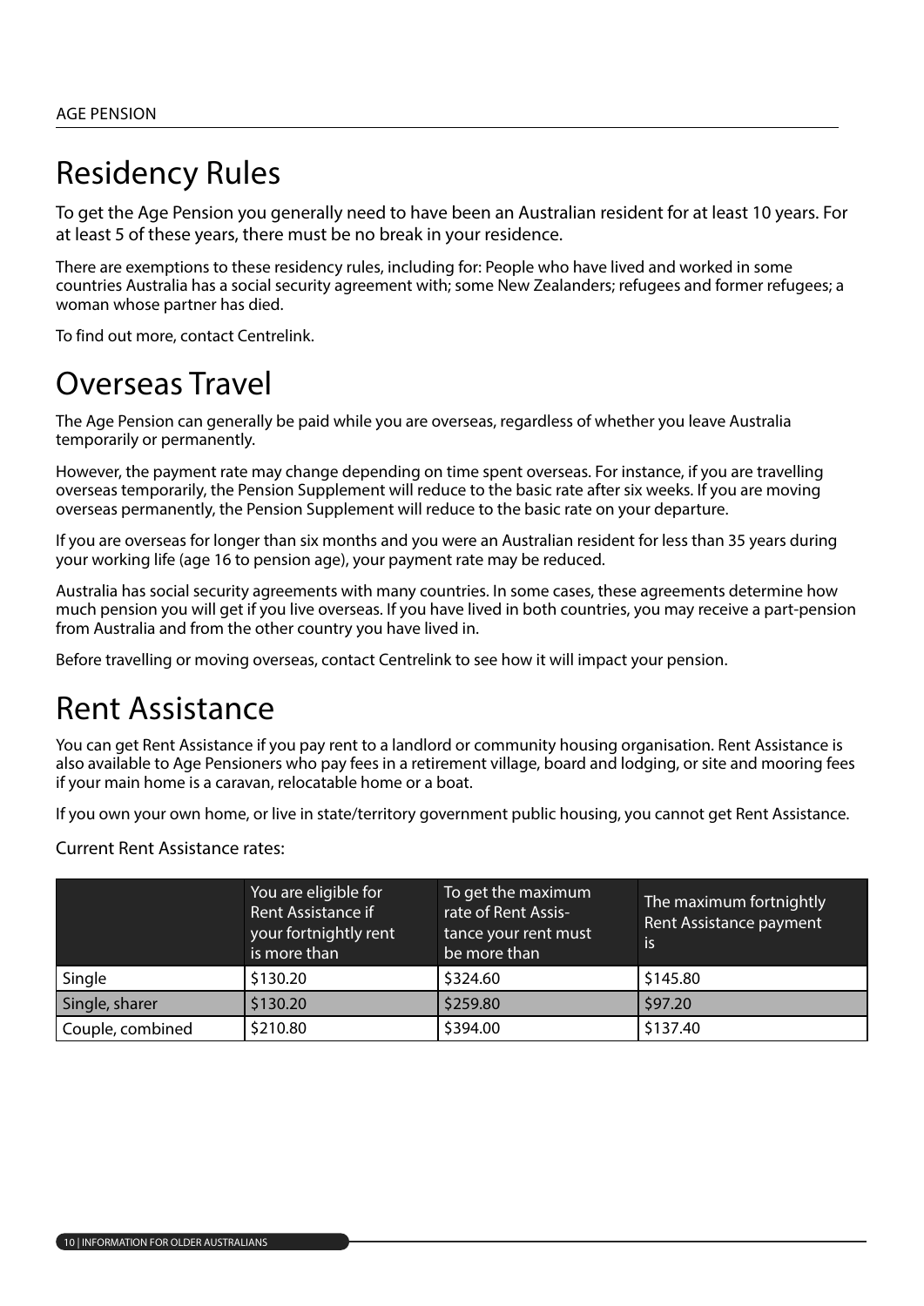# Residency Rules

To get the Age Pension you generally need to have been an Australian resident for at least 10 years. For at least 5 of these years, there must be no break in your residence.

There are exemptions to these residency rules, including for: People who have lived and worked in some countries Australia has a social security agreement with; some New Zealanders; refugees and former refugees; a woman whose partner has died.

To find out more, contact Centrelink.

# Overseas Travel

The Age Pension can generally be paid while you are overseas, regardless of whether you leave Australia temporarily or permanently.

However, the payment rate may change depending on time spent overseas. For instance, if you are travelling overseas temporarily, the Pension Supplement will reduce to the basic rate after six weeks. If you are moving overseas permanently, the Pension Supplement will reduce to the basic rate on your departure.

If you are overseas for longer than six months and you were an Australian resident for less than 35 years during your working life (age 16 to pension age), your payment rate may be reduced.

Australia has social security agreements with many countries. In some cases, these agreements determine how much pension you will get if you live overseas. If you have lived in both countries, you may receive a part-pension from Australia and from the other country you have lived in.

Before travelling or moving overseas, contact Centrelink to see how it will impact your pension.

# Rent Assistance

You can get Rent Assistance if you pay rent to a landlord or community housing organisation. Rent Assistance is also available to Age Pensioners who pay fees in a retirement village, board and lodging, or site and mooring fees if your main home is a caravan, relocatable home or a boat.

If you own your own home, or live in state/territory government public housing, you cannot get Rent Assistance.

Current Rent Assistance rates:

| | You are eligible for Rent Assistance if your fortnightly rent is more than | To get the maximum rate of Rent Assistance your rent must be more than | The maximum fortnightly Rent Assistance payment is |
|---|---|---|---|
| Single | $130.20 | $324.60 | $145.80 |
| Single, sharer | $130.20 | $259.80 | $97.20 |
| Couple, combined | $210.80 | $394.00 | $137.40 |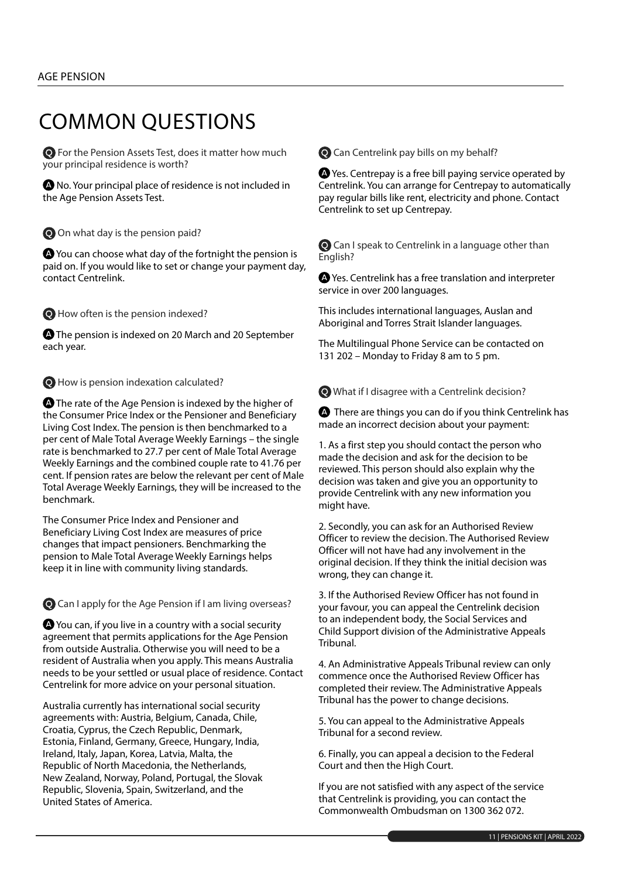# COMMON QUESTIONS

**Q** For the Pension Assets Test, does it matter how much your principal residence is worth?

**A** No. Your principal place of residence is not included in the Age Pension Assets Test.

**Q** On what day is the pension paid?

**A** You can choose what day of the fortnight the pension is paid on. If you would like to set or change your payment day, contact Centrelink.

**Q** How often is the pension indexed?

**A** The pension is indexed on 20 March and 20 September each year.

**Q** How is pension indexation calculated?

**A** The rate of the Age Pension is indexed by the higher of the Consumer Price Index or the Pensioner and Beneficiary Living Cost Index. The pension is then benchmarked to a per cent of Male Total Average Weekly Earnings – the single rate is benchmarked to 27.7 per cent of Male Total Average Weekly Earnings and the combined couple rate to 41.76 per cent. If pension rates are below the relevant per cent of Male Total Average Weekly Earnings, they will be increased to the benchmark.

The Consumer Price Index and Pensioner and Beneficiary Living Cost Index are measures of price changes that impact pensioners. Benchmarking the pension to Male Total Average Weekly Earnings helps keep it in line with community living standards.

**Q** Can I apply for the Age Pension if I am living overseas?

**A** You can, if you live in a country with a social security agreement that permits applications for the Age Pension from outside Australia. Otherwise you will need to be a resident of Australia when you apply. This means Australia needs to be your settled or usual place of residence. Contact Centrelink for more advice on your personal situation.

Australia currently has international social security agreements with: Austria, Belgium, Canada, Chile, Croatia, Cyprus, the Czech Republic, Denmark, Estonia, Finland, Germany, Greece, Hungary, India, Ireland, Italy, Japan, Korea, Latvia, Malta, the Republic of North Macedonia, the Netherlands, New Zealand, Norway, Poland, Portugal, the Slovak Republic, Slovenia, Spain, Switzerland, and the United States of America.

**Q** Can Centrelink pay bills on my behalf?

**A** Yes. Centrepay is a free bill paying service operated by Centrelink. You can arrange for Centrepay to automatically pay regular bills like rent, electricity and phone. Contact Centrelink to set up Centrepay.

**Q** Can I speak to Centrelink in a language other than English?

**A** Yes. Centrelink has a free translation and interpreter service in over 200 languages.

This includes international languages, Auslan and Aboriginal and Torres Strait Islander languages.

The Multilingual Phone Service can be contacted on 131 202 – Monday to Friday 8 am to 5 pm.

**Q** What if I disagree with a Centrelink decision?

**A** There are things you can do if you think Centrelink has made an incorrect decision about your payment:

1. As a first step you should contact the person who made the decision and ask for the decision to be reviewed. This person should also explain why the decision was taken and give you an opportunity to provide Centrelink with any new information you might have.

2. Secondly, you can ask for an Authorised Review Officer to review the decision. The Authorised Review Officer will not have had any involvement in the original decision. If they think the initial decision was wrong, they can change it.

3. If the Authorised Review Officer has not found in your favour, you can appeal the Centrelink decision to an independent body, the Social Services and Child Support division of the Administrative Appeals Tribunal.

4. An Administrative Appeals Tribunal review can only commence once the Authorised Review Officer has completed their review. The Administrative Appeals Tribunal has the power to change decisions.

5. You can appeal to the Administrative Appeals Tribunal for a second review.

6. Finally, you can appeal a decision to the Federal Court and then the High Court.

If you are not satisfied with any aspect of the service that Centrelink is providing, you can contact the Commonwealth Ombudsman on 1300 362 072.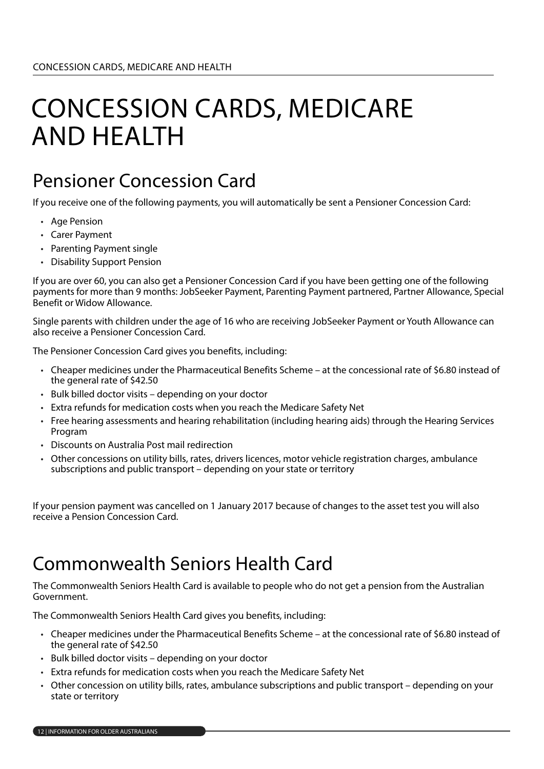# CONCESSION CARDS, MEDICARE AND HEALTH

## Pensioner Concession Card

If you receive one of the following payments, you will automatically be sent a Pensioner Concession Card:

- Age Pension
- Carer Payment
- Parenting Payment single
- Disability Support Pension

If you are over 60, you can also get a Pensioner Concession Card if you have been getting one of the following payments for more than 9 months: JobSeeker Payment, Parenting Payment partnered, Partner Allowance, Special Benefit or Widow Allowance.

Single parents with children under the age of 16 who are receiving JobSeeker Payment or Youth Allowance can also receive a Pensioner Concession Card.

The Pensioner Concession Card gives you benefits, including:

- Cheaper medicines under the Pharmaceutical Benefits Scheme – at the concessional rate of $6.80 instead of the general rate of $42.50
- Bulk billed doctor visits – depending on your doctor
- Extra refunds for medication costs when you reach the Medicare Safety Net
- Free hearing assessments and hearing rehabilitation (including hearing aids) through the Hearing Services Program
- Discounts on Australia Post mail redirection
- Other concessions on utility bills, rates, drivers licences, motor vehicle registration charges, ambulance subscriptions and public transport – depending on your state or territory

If your pension payment was cancelled on 1 January 2017 because of changes to the asset test you will also receive a Pension Concession Card.

## Commonwealth Seniors Health Card

The Commonwealth Seniors Health Card is available to people who do not get a pension from the Australian Government.

The Commonwealth Seniors Health Card gives you benefits, including:

- Cheaper medicines under the Pharmaceutical Benefits Scheme – at the concessional rate of $6.80 instead of the general rate of $42.50
- Bulk billed doctor visits – depending on your doctor
- Extra refunds for medication costs when you reach the Medicare Safety Net
- Other concession on utility bills, rates, ambulance subscriptions and public transport – depending on your state or territory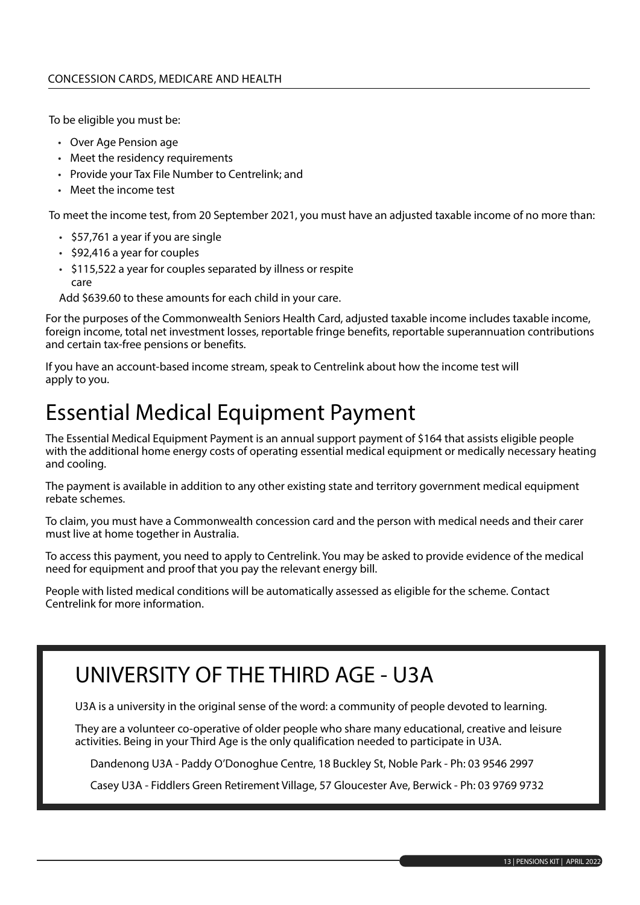To be eligible you must be:

- Over Age Pension age
- Meet the residency requirements
- Provide your Tax File Number to Centrelink; and
- Meet the income test

To meet the income test, from 20 September 2021, you must have an adjusted taxable income of no more than:

- $57,761 a year if you are single
- $92,416 a year for couples
- $115,522 a year for couples separated by illness or respite care

Add $639.60 to these amounts for each child in your care.

For the purposes of the Commonwealth Seniors Health Card, adjusted taxable income includes taxable income, foreign income, total net investment losses, reportable fringe benefits, reportable superannuation contributions and certain tax-free pensions or benefits.

If you have an account-based income stream, speak to Centrelink about how the income test will apply to you.

# Essential Medical Equipment Payment

The Essential Medical Equipment Payment is an annual support payment of $164 that assists eligible people with the additional home energy costs of operating essential medical equipment or medically necessary heating and cooling.

The payment is available in addition to any other existing state and territory government medical equipment rebate schemes.

To claim, you must have a Commonwealth concession card and the person with medical needs and their carer must live at home together in Australia.

To access this payment, you need to apply to Centrelink. You may be asked to provide evidence of the medical need for equipment and proof that you pay the relevant energy bill.

People with listed medical conditions will be automatically assessed as eligible for the scheme. Contact Centrelink for more information.

# UNIVERSITY OF THE THIRD AGE - U3A

U3A is a university in the original sense of the word: a community of people devoted to learning.

They are a volunteer co-operative of older people who share many educational, creative and leisure activities. Being in your Third Age is the only qualification needed to participate in U3A.

Dandenong U3A - Paddy O'Donoghue Centre, 18 Buckley St, Noble Park - Ph: 03 9546 2997

Casey U3A - Fiddlers Green Retirement Village, 57 Gloucester Ave, Berwick - Ph: 03 9769 9732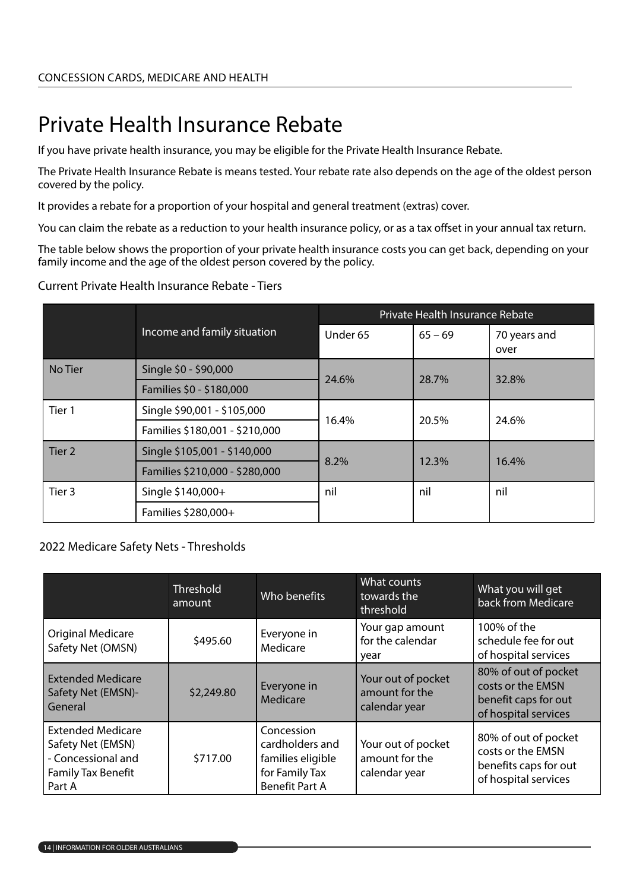# Private Health Insurance Rebate

If you have private health insurance, you may be eligible for the Private Health Insurance Rebate.

The Private Health Insurance Rebate is means tested. Your rebate rate also depends on the age of the oldest person covered by the policy.

It provides a rebate for a proportion of your hospital and general treatment (extras) cover.

You can claim the rebate as a reduction to your health insurance policy, or as a tax offset in your annual tax return.

The table below shows the proportion of your private health insurance costs you can get back, depending on your family income and the age of the oldest person covered by the policy.

Current Private Health Insurance Rebate - Tiers

| | Income and family situation | Private Health Insurance Rebate | | |
|---|---|---|---|---|
| | | Under 65 | 65 – 69 | 70 years and over |
| No Tier | Single $0 - $90,000 | 24.6% | 28.7% | 32.8% |
| | Families $0 - $180,000 | | | |
| Tier 1 | Single $90,001 - $105,000 | 16.4% | 20.5% | 24.6% |
| | Families $180,001 - $210,000 | | | |
| Tier 2 | Single $105,001 - $140,000 | 8.2% | 12.3% | 16.4% |
| | Families $210,000 - $280,000 | | | |
| Tier 3 | Single $140,000+ | nil | nil | nil |
| | Families $280,000+ | | | |

2022 Medicare Safety Nets - Thresholds

| | Threshold amount | Who benefits | What counts towards the threshold | What you will get back from Medicare |
|---|---|---|---|---|
| Original Medicare Safety Net (OMSN) | $495.60 | Everyone in Medicare | Your gap amount for the calendar year | 100% of the schedule fee for out of hospital services |
| Extended Medicare Safety Net (EMSN)- General | $2,249.80 | Everyone in Medicare | Your out of pocket amount for the calendar year | 80% of out of pocket costs or the EMSN benefit caps for out of hospital services |
| Extended Medicare Safety Net (EMSN) - Concessional and Family Tax Benefit Part A | $717.00 | Concession cardholders and families eligible for Family Tax Benefit Part A | Your out of pocket amount for the calendar year | 80% of out of pocket costs or the EMSN benefits caps for out of hospital services |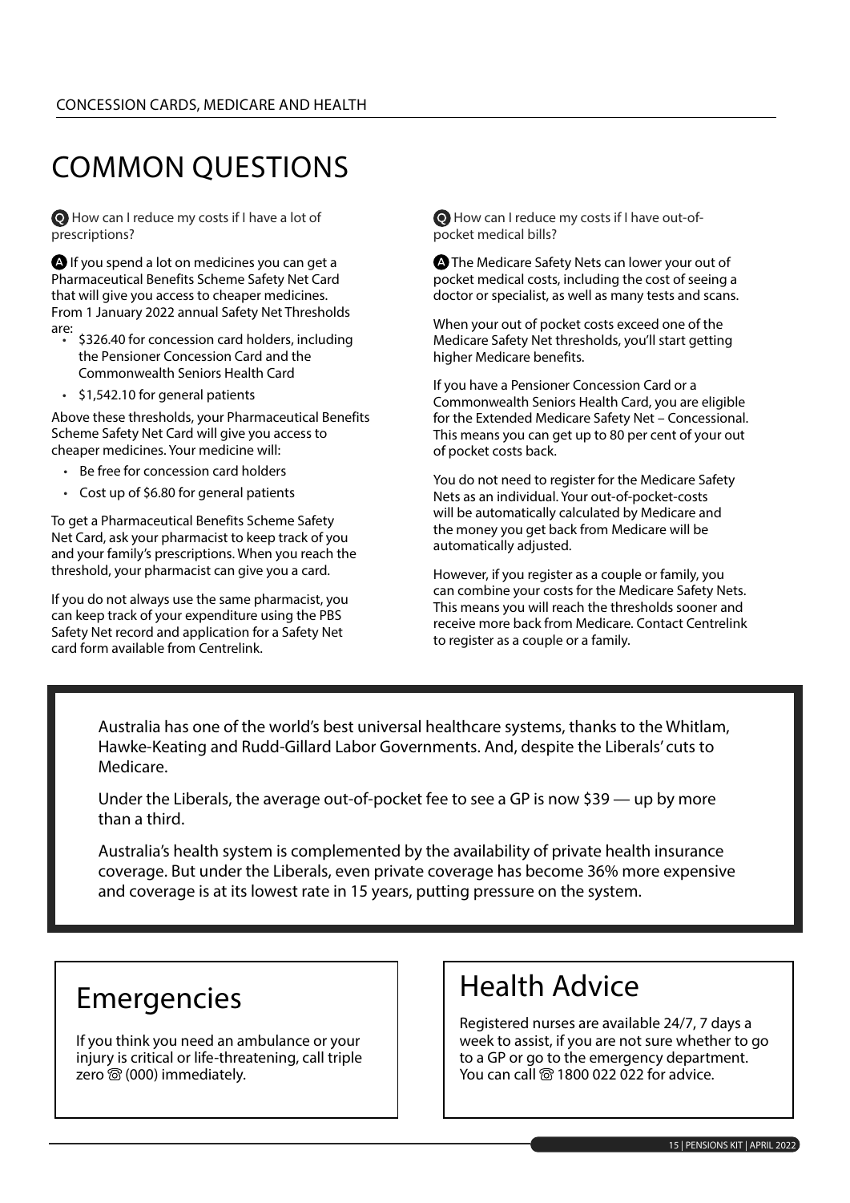CONCESSION CARDS, MEDICARE AND HEALTH

# COMMON QUESTIONS

**Q** How can I reduce my costs if I have a lot of prescriptions?

**A** If you spend a lot on medicines you can get a Pharmaceutical Benefits Scheme Safety Net Card that will give you access to cheaper medicines. From 1 January 2022 annual Safety Net Thresholds are:

- $326.40 for concession card holders, including the Pensioner Concession Card and the Commonwealth Seniors Health Card
- $1,542.10 for general patients

Above these thresholds, your Pharmaceutical Benefits Scheme Safety Net Card will give you access to cheaper medicines. Your medicine will:

- Be free for concession card holders
- Cost up of $6.80 for general patients

To get a Pharmaceutical Benefits Scheme Safety Net Card, ask your pharmacist to keep track of you and your family's prescriptions. When you reach the threshold, your pharmacist can give you a card.

If you do not always use the same pharmacist, you can keep track of your expenditure using the PBS Safety Net record and application for a Safety Net card form available from Centrelink.

**Q** How can I reduce my costs if I have out-of-pocket medical bills?

**A** The Medicare Safety Nets can lower your out of pocket medical costs, including the cost of seeing a doctor or specialist, as well as many tests and scans.

When your out of pocket costs exceed one of the Medicare Safety Net thresholds, you'll start getting higher Medicare benefits.

If you have a Pensioner Concession Card or a Commonwealth Seniors Health Card, you are eligible for the Extended Medicare Safety Net – Concessional. This means you can get up to 80 per cent of your out of pocket costs back.

You do not need to register for the Medicare Safety Nets as an individual. Your out-of-pocket-costs will be automatically calculated by Medicare and the money you get back from Medicare will be automatically adjusted.

However, if you register as a couple or family, you can combine your costs for the Medicare Safety Nets. This means you will reach the thresholds sooner and receive more back from Medicare. Contact Centrelink to register as a couple or a family.

Australia has one of the world's best universal healthcare systems, thanks to the Whitlam, Hawke-Keating and Rudd-Gillard Labor Governments. And, despite the Liberals' cuts to Medicare.

Under the Liberals, the average out-of-pocket fee to see a GP is now $39 — up by more than a third.

Australia's health system is complemented by the availability of private health insurance coverage. But under the Liberals, even private coverage has become 36% more expensive and coverage is at its lowest rate in 15 years, putting pressure on the system.

## Emergencies

If you think you need an ambulance or your injury is critical or life-threatening, call triple zero ☏ (000) immediately.

## Health Advice

Registered nurses are available 24/7, 7 days a week to assist, if you are not sure whether to go to a GP or go to the emergency department. You can call ☏ 1800 022 022 for advice.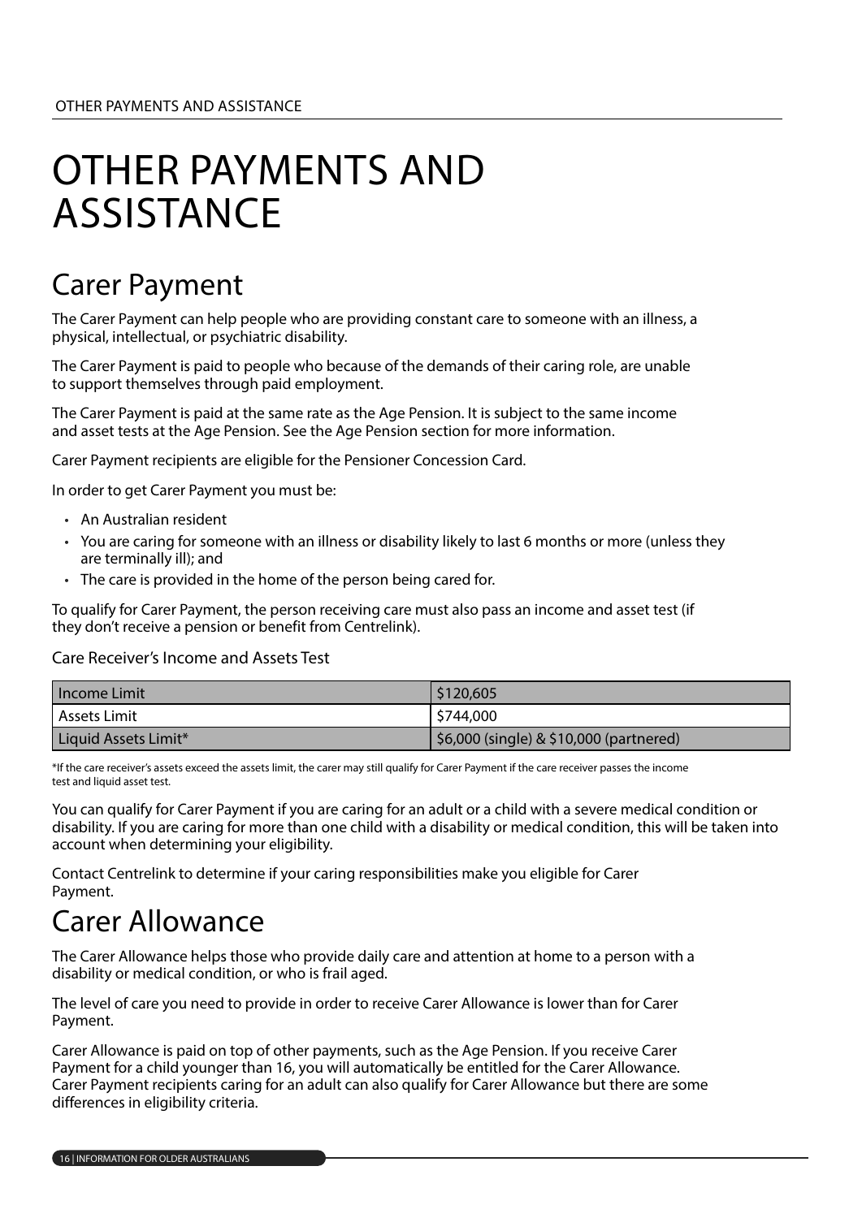# OTHER PAYMENTS AND ASSISTANCE

## Carer Payment

The Carer Payment can help people who are providing constant care to someone with an illness, a physical, intellectual, or psychiatric disability.

The Carer Payment is paid to people who because of the demands of their caring role, are unable to support themselves through paid employment.

The Carer Payment is paid at the same rate as the Age Pension. It is subject to the same income and asset tests at the Age Pension. See the Age Pension section for more information.

Carer Payment recipients are eligible for the Pensioner Concession Card.

In order to get Carer Payment you must be:

- An Australian resident
- You are caring for someone with an illness or disability likely to last 6 months or more (unless they are terminally ill); and
- The care is provided in the home of the person being cared for.

To qualify for Carer Payment, the person receiving care must also pass an income and asset test (if they don't receive a pension or benefit from Centrelink).

Care Receiver's Income and Assets Test

| Income Limit | $120,605 |
|---|---|
| Assets Limit | $744,000 |
| Liquid Assets Limit* | $6,000 (single) & $10,000 (partnered) |

*If the care receiver's assets exceed the assets limit, the carer may still qualify for Carer Payment if the care receiver passes the income test and liquid asset test.

You can qualify for Carer Payment if you are caring for an adult or a child with a severe medical condition or disability. If you are caring for more than one child with a disability or medical condition, this will be taken into account when determining your eligibility.

Contact Centrelink to determine if your caring responsibilities make you eligible for Carer Payment.

## Carer Allowance

The Carer Allowance helps those who provide daily care and attention at home to a person with a disability or medical condition, or who is frail aged.

The level of care you need to provide in order to receive Carer Allowance is lower than for Carer Payment.

Carer Allowance is paid on top of other payments, such as the Age Pension. If you receive Carer Payment for a child younger than 16, you will automatically be entitled for the Carer Allowance. Carer Payment recipients caring for an adult can also qualify for Carer Allowance but there are some differences in eligibility criteria.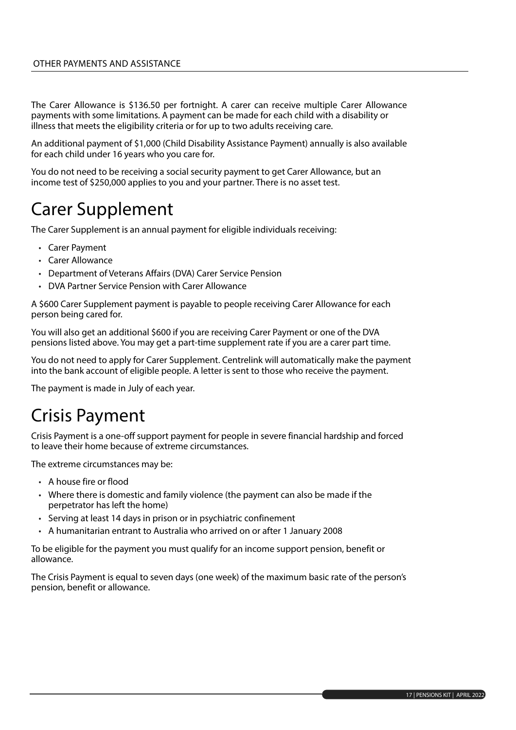The Carer Allowance is $136.50 per fortnight. A carer can receive multiple Carer Allowance payments with some limitations. A payment can be made for each child with a disability or illness that meets the eligibility criteria or for up to two adults receiving care.

An additional payment of $1,000 (Child Disability Assistance Payment) annually is also available for each child under 16 years who you care for.

You do not need to be receiving a social security payment to get Carer Allowance, but an income test of $250,000 applies to you and your partner. There is no asset test.

## Carer Supplement

The Carer Supplement is an annual payment for eligible individuals receiving:

- Carer Payment
- Carer Allowance
- Department of Veterans Affairs (DVA) Carer Service Pension
- DVA Partner Service Pension with Carer Allowance

A $600 Carer Supplement payment is payable to people receiving Carer Allowance for each person being cared for.

You will also get an additional $600 if you are receiving Carer Payment or one of the DVA pensions listed above. You may get a part-time supplement rate if you are a carer part time.

You do not need to apply for Carer Supplement. Centrelink will automatically make the payment into the bank account of eligible people. A letter is sent to those who receive the payment.

The payment is made in July of each year.

## Crisis Payment

Crisis Payment is a one-off support payment for people in severe financial hardship and forced to leave their home because of extreme circumstances.

The extreme circumstances may be:

- A house fire or flood
- Where there is domestic and family violence (the payment can also be made if the perpetrator has left the home)
- Serving at least 14 days in prison or in psychiatric confinement
- A humanitarian entrant to Australia who arrived on or after 1 January 2008

To be eligible for the payment you must qualify for an income support pension, benefit or allowance.

The Crisis Payment is equal to seven days (one week) of the maximum basic rate of the person's pension, benefit or allowance.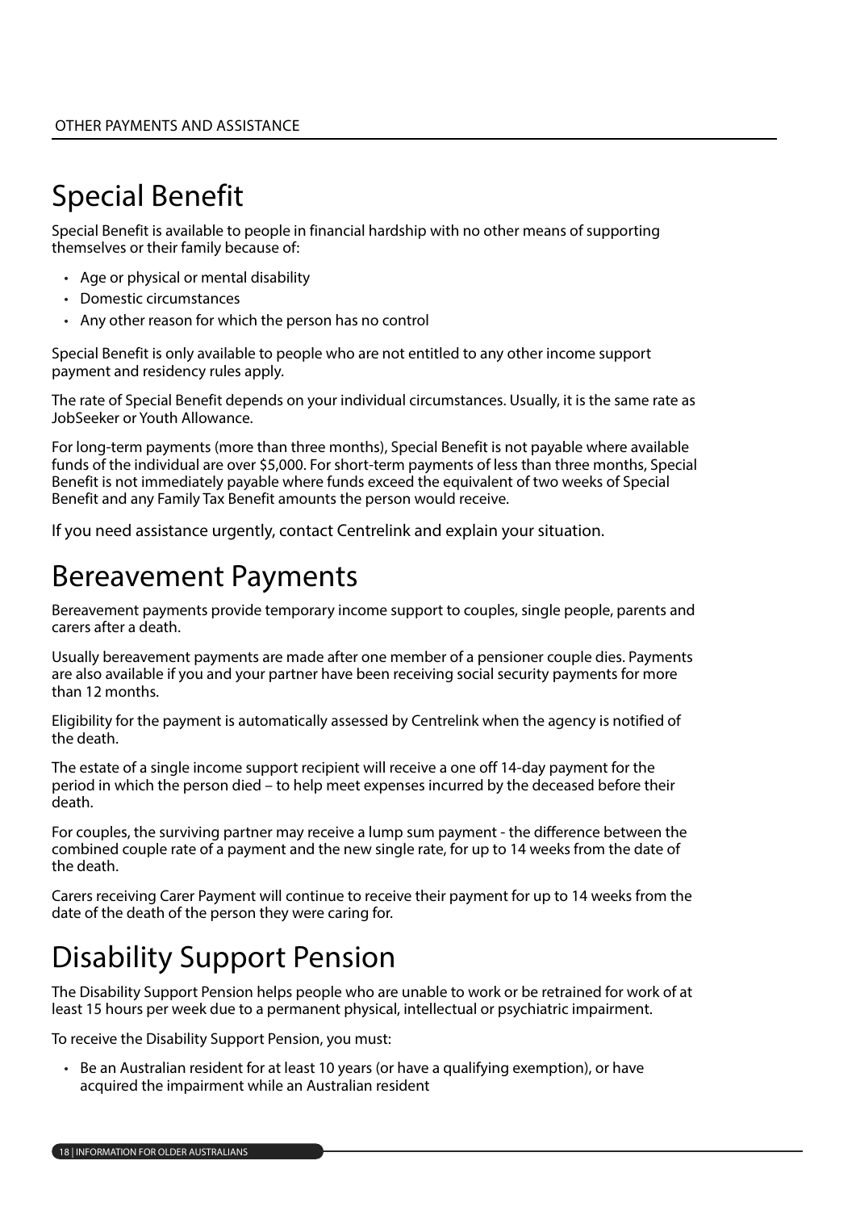# Special Benefit

Special Benefit is available to people in financial hardship with no other means of supporting themselves or their family because of:

- Age or physical or mental disability
- Domestic circumstances
- Any other reason for which the person has no control

Special Benefit is only available to people who are not entitled to any other income support payment and residency rules apply.

The rate of Special Benefit depends on your individual circumstances. Usually, it is the same rate as JobSeeker or Youth Allowance.

For long-term payments (more than three months), Special Benefit is not payable where available funds of the individual are over $5,000. For short-term payments of less than three months, Special Benefit is not immediately payable where funds exceed the equivalent of two weeks of Special Benefit and any Family Tax Benefit amounts the person would receive.

If you need assistance urgently, contact Centrelink and explain your situation.

# Bereavement Payments

Bereavement payments provide temporary income support to couples, single people, parents and carers after a death.

Usually bereavement payments are made after one member of a pensioner couple dies. Payments are also available if you and your partner have been receiving social security payments for more than 12 months.

Eligibility for the payment is automatically assessed by Centrelink when the agency is notified of the death.

The estate of a single income support recipient will receive a one off 14-day payment for the period in which the person died – to help meet expenses incurred by the deceased before their death.

For couples, the surviving partner may receive a lump sum payment - the difference between the combined couple rate of a payment and the new single rate, for up to 14 weeks from the date of the death.

Carers receiving Carer Payment will continue to receive their payment for up to 14 weeks from the date of the death of the person they were caring for.

# Disability Support Pension

The Disability Support Pension helps people who are unable to work or be retrained for work of at least 15 hours per week due to a permanent physical, intellectual or psychiatric impairment.

To receive the Disability Support Pension, you must:

- Be an Australian resident for at least 10 years (or have a qualifying exemption), or have acquired the impairment while an Australian resident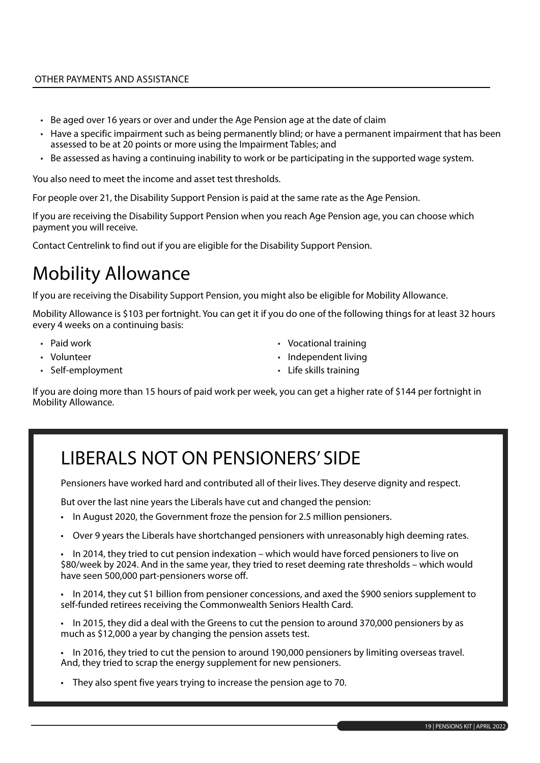- Be aged over 16 years or over and under the Age Pension age at the date of claim
- Have a specific impairment such as being permanently blind; or have a permanent impairment that has been assessed to be at 20 points or more using the Impairment Tables; and
- Be assessed as having a continuing inability to work or be participating in the supported wage system.

You also need to meet the income and asset test thresholds.

For people over 21, the Disability Support Pension is paid at the same rate as the Age Pension.

If you are receiving the Disability Support Pension when you reach Age Pension age, you can choose which payment you will receive.

Contact Centrelink to find out if you are eligible for the Disability Support Pension.

# Mobility Allowance

If you are receiving the Disability Support Pension, you might also be eligible for Mobility Allowance.

Mobility Allowance is $103 per fortnight. You can get it if you do one of the following things for at least 32 hours every 4 weeks on a continuing basis:

- Paid work
- Volunteer
- Self-employment
- Vocational training
- Independent living
- Life skills training

If you are doing more than 15 hours of paid work per week, you can get a higher rate of $144 per fortnight in Mobility Allowance.

## LIBERALS NOT ON PENSIONERS' SIDE

Pensioners have worked hard and contributed all of their lives. They deserve dignity and respect.

But over the last nine years the Liberals have cut and changed the pension:

- In August 2020, the Government froze the pension for 2.5 million pensioners.
- Over 9 years the Liberals have shortchanged pensioners with unreasonably high deeming rates.
- In 2014, they tried to cut pension indexation – which would have forced pensioners to live on $80/week by 2024. And in the same year, they tried to reset deeming rate thresholds – which would have seen 500,000 part-pensioners worse off.
- In 2014, they cut $1 billion from pensioner concessions, and axed the $900 seniors supplement to self-funded retirees receiving the Commonwealth Seniors Health Card.
- In 2015, they did a deal with the Greens to cut the pension to around 370,000 pensioners by as much as $12,000 a year by changing the pension assets test.
- In 2016, they tried to cut the pension to around 190,000 pensioners by limiting overseas travel. And, they tried to scrap the energy supplement for new pensioners.
- They also spent five years trying to increase the pension age to 70.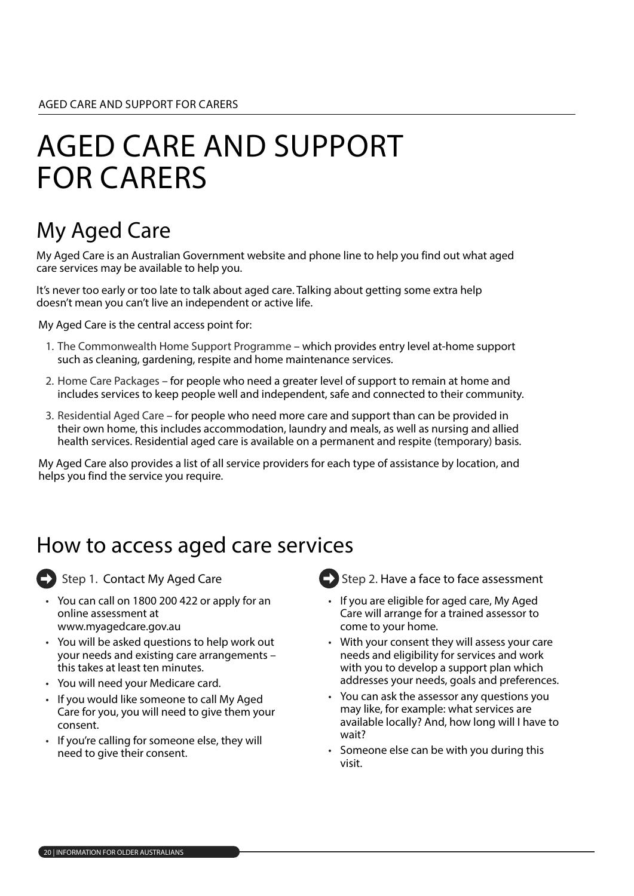# AGED CARE AND SUPPORT FOR CARERS

## My Aged Care

My Aged Care is an Australian Government website and phone line to help you find out what aged care services may be available to help you.

It's never too early or too late to talk about aged care. Talking about getting some extra help doesn't mean you can't live an independent or active life.

My Aged Care is the central access point for:

1. The Commonwealth Home Support Programme – which provides entry level at-home support such as cleaning, gardening, respite and home maintenance services.
2. Home Care Packages – for people who need a greater level of support to remain at home and includes services to keep people well and independent, safe and connected to their community.
3. Residential Aged Care – for people who need more care and support than can be provided in their own home, this includes accommodation, laundry and meals, as well as nursing and allied health services. Residential aged care is available on a permanent and respite (temporary) basis.

My Aged Care also provides a list of all service providers for each type of assistance by location, and helps you find the service you require.

## How to access aged care services

### Step 1. Contact My Aged Care

- You can call on 1800 200 422 or apply for an online assessment at www.myagedcare.gov.au
- You will be asked questions to help work out your needs and existing care arrangements – this takes at least ten minutes.
- You will need your Medicare card.
- If you would like someone to call My Aged Care for you, you will need to give them your consent.
- If you're calling for someone else, they will need to give their consent.

### Step 2. Have a face to face assessment

- If you are eligible for aged care, My Aged Care will arrange for a trained assessor to come to your home.
- With your consent they will assess your care needs and eligibility for services and work with you to develop a support plan which addresses your needs, goals and preferences.
- You can ask the assessor any questions you may like, for example: what services are available locally? And, how long will I have to wait?
- Someone else can be with you during this visit.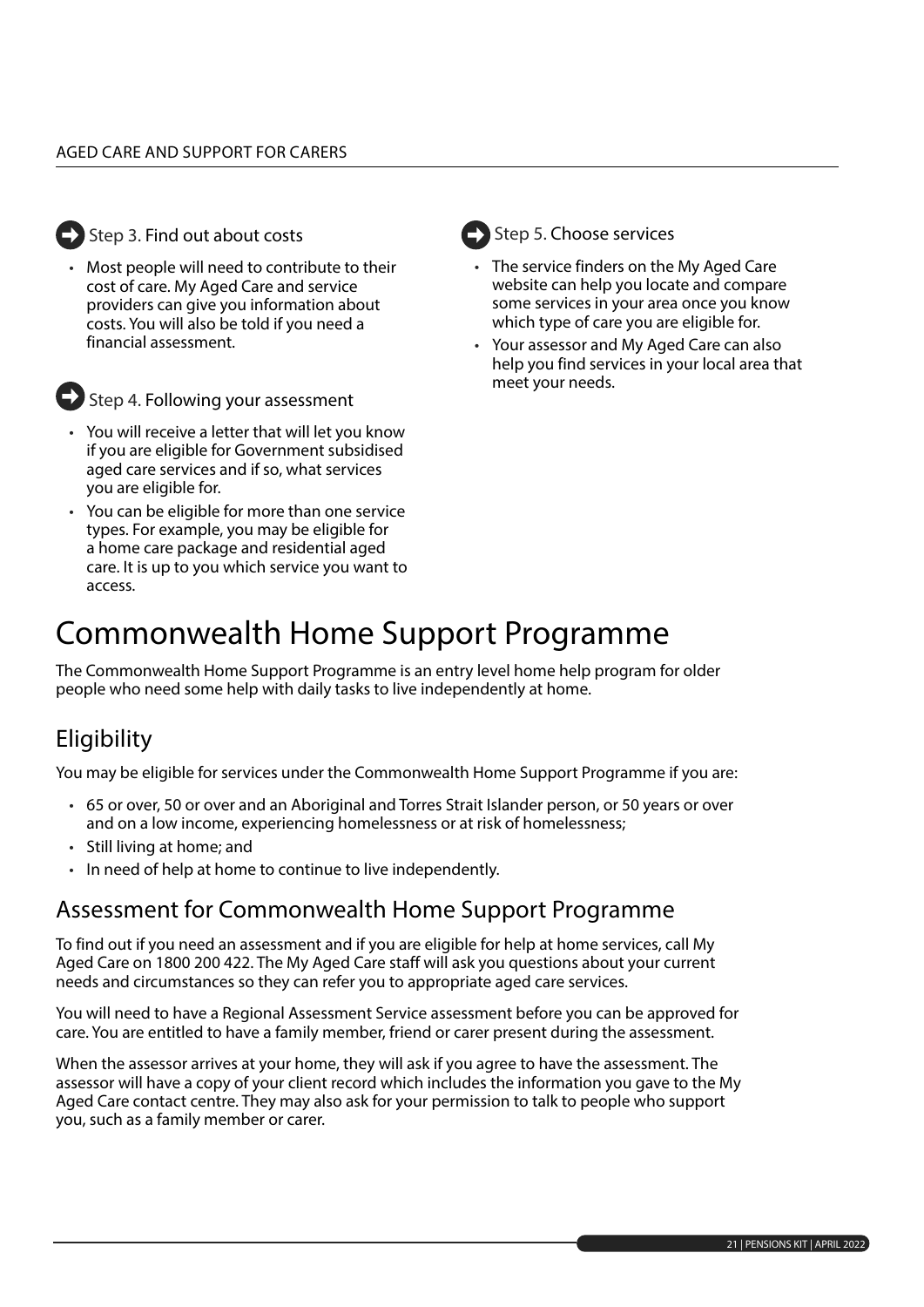### Step 3. Find out about costs

- Most people will need to contribute to their cost of care. My Aged Care and service providers can give you information about costs. You will also be told if you need a financial assessment.

### Step 4. Following your assessment

- You will receive a letter that will let you know if you are eligible for Government subsidised aged care services and if so, what services you are eligible for.
- You can be eligible for more than one service types. For example, you may be eligible for a home care package and residential aged care. It is up to you which service you want to access.

### Step 5. Choose services

- The service finders on the My Aged Care website can help you locate and compare some services in your area once you know which type of care you are eligible for.
- Your assessor and My Aged Care can also help you find services in your local area that meet your needs.

# Commonwealth Home Support Programme

The Commonwealth Home Support Programme is an entry level home help program for older people who need some help with daily tasks to live independently at home.

## Eligibility

You may be eligible for services under the Commonwealth Home Support Programme if you are:

- 65 or over, 50 or over and an Aboriginal and Torres Strait Islander person, or 50 years or over and on a low income, experiencing homelessness or at risk of homelessness;
- Still living at home; and
- In need of help at home to continue to live independently.

## Assessment for Commonwealth Home Support Programme

To find out if you need an assessment and if you are eligible for help at home services, call My Aged Care on 1800 200 422. The My Aged Care staff will ask you questions about your current needs and circumstances so they can refer you to appropriate aged care services.

You will need to have a Regional Assessment Service assessment before you can be approved for care. You are entitled to have a family member, friend or carer present during the assessment.

When the assessor arrives at your home, they will ask if you agree to have the assessment. The assessor will have a copy of your client record which includes the information you gave to the My Aged Care contact centre. They may also ask for your permission to talk to people who support you, such as a family member or carer.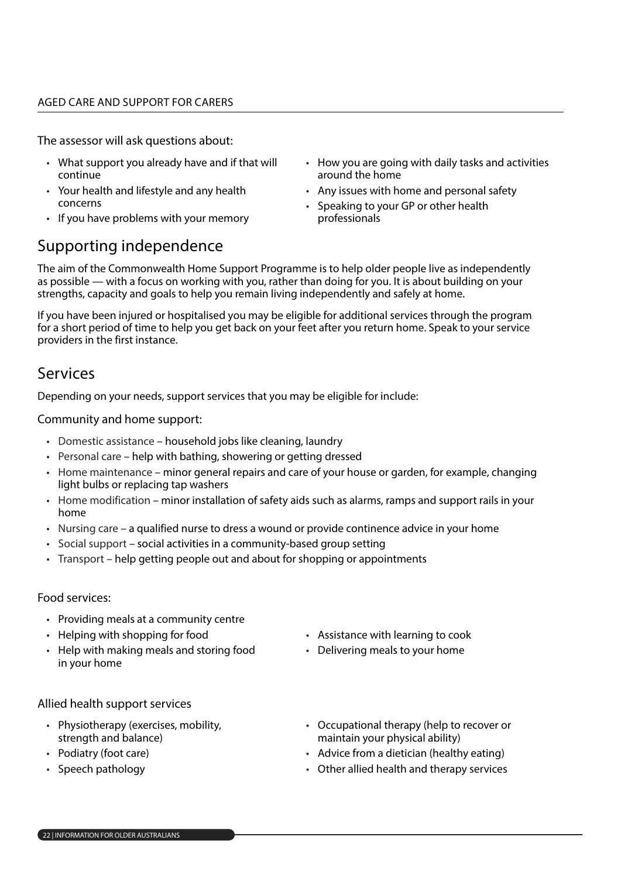The assessor will ask questions about:

- What support you already have and if that will continue
- Your health and lifestyle and any health concerns
- If you have problems with your memory
- How you are going with daily tasks and activities around the home
- Any issues with home and personal safety
- Speaking to your GP or other health professionals

## Supporting independence

The aim of the Commonwealth Home Support Programme is to help older people live as independently as possible — with a focus on working with you, rather than doing for you. It is about building on your strengths, capacity and goals to help you remain living independently and safely at home.

If you have been injured or hospitalised you may be eligible for additional services through the program for a short period of time to help you get back on your feet after you return home. Speak to your service providers in the first instance.

## Services

Depending on your needs, support services that you may be eligible for include:

Community and home support:

- Domestic assistance – household jobs like cleaning, laundry
- Personal care – help with bathing, showering or getting dressed
- Home maintenance – minor general repairs and care of your house or garden, for example, changing light bulbs or replacing tap washers
- Home modification – minor installation of safety aids such as alarms, ramps and support rails in your home
- Nursing care – a qualified nurse to dress a wound or provide continence advice in your home
- Social support – social activities in a community-based group setting
- Transport – help getting people out and about for shopping or appointments

Food services:

- Providing meals at a community centre
- Helping with shopping for food
- Help with making meals and storing food in your home
- Assistance with learning to cook
- Delivering meals to your home

Allied health support services

- Physiotherapy (exercises, mobility, strength and balance)
- Podiatry (foot care)
- Speech pathology
- Occupational therapy (help to recover or maintain your physical ability)
- Advice from a dietician (healthy eating)
- Other allied health and therapy services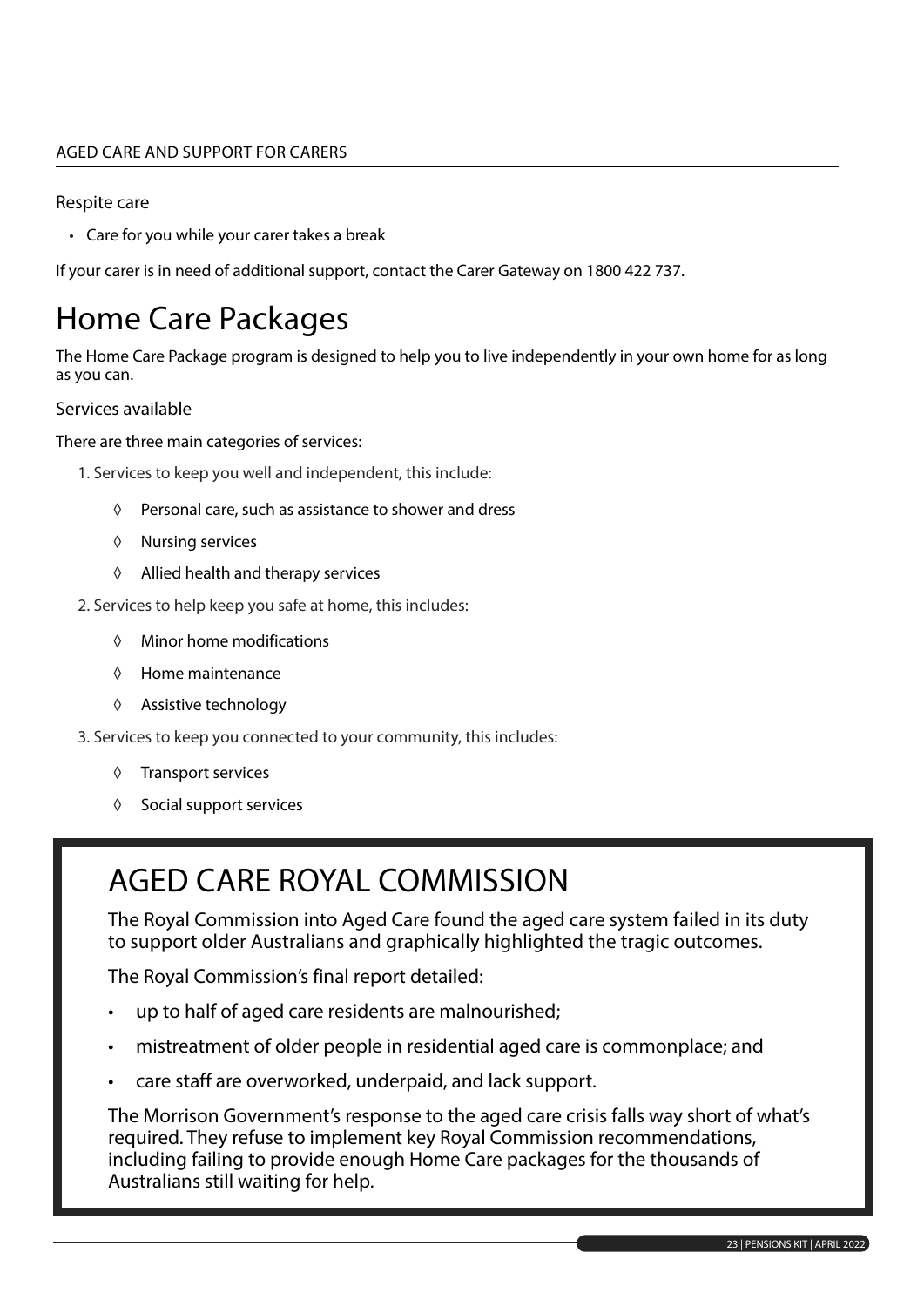Respite care

- Care for you while your carer takes a break

If your carer is in need of additional support, contact the Carer Gateway on 1800 422 737.

# Home Care Packages

The Home Care Package program is designed to help you to live independently in your own home for as long as you can.

Services available

There are three main categories of services:

1. Services to keep you well and independent, this include:
   - Personal care, such as assistance to shower and dress
   - Nursing services
   - Allied health and therapy services
2. Services to help keep you safe at home, this includes:
   - Minor home modifications
   - Home maintenance
   - Assistive technology
3. Services to keep you connected to your community, this includes:
   - Transport services
   - Social support services

## AGED CARE ROYAL COMMISSION

The Royal Commission into Aged Care found the aged care system failed in its duty to support older Australians and graphically highlighted the tragic outcomes.

The Royal Commission's final report detailed:

- up to half of aged care residents are malnourished;
- mistreatment of older people in residential aged care is commonplace; and
- care staff are overworked, underpaid, and lack support.

The Morrison Government's response to the aged care crisis falls way short of what's required. They refuse to implement key Royal Commission recommendations, including failing to provide enough Home Care packages for the thousands of Australians still waiting for help.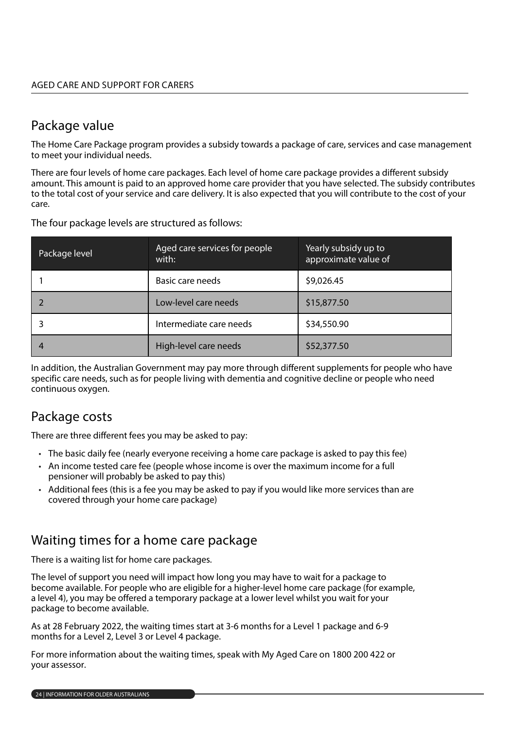## Package value

The Home Care Package program provides a subsidy towards a package of care, services and case management to meet your individual needs.

There are four levels of home care packages. Each level of home care package provides a different subsidy amount. This amount is paid to an approved home care provider that you have selected. The subsidy contributes to the total cost of your service and care delivery. It is also expected that you will contribute to the cost of your care.

The four package levels are structured as follows:

| Package level | Aged care services for people with: | Yearly subsidy up to approximate value of |
|---|---|---|
| 1 | Basic care needs | $9,026.45 |
| 2 | Low-level care needs | $15,877.50 |
| 3 | Intermediate care needs | $34,550.90 |
| 4 | High-level care needs | $52,377.50 |

In addition, the Australian Government may pay more through different supplements for people who have specific care needs, such as for people living with dementia and cognitive decline or people who need continuous oxygen.

## Package costs

There are three different fees you may be asked to pay:

- The basic daily fee (nearly everyone receiving a home care package is asked to pay this fee)
- An income tested care fee (people whose income is over the maximum income for a full pensioner will probably be asked to pay this)
- Additional fees (this is a fee you may be asked to pay if you would like more services than are covered through your home care package)

## Waiting times for a home care package

There is a waiting list for home care packages.

The level of support you need will impact how long you may have to wait for a package to become available. For people who are eligible for a higher-level home care package (for example, a level 4), you may be offered a temporary package at a lower level whilst you wait for your package to become available.

As at 28 February 2022, the waiting times start at 3-6 months for a Level 1 package and 6-9 months for a Level 2, Level 3 or Level 4 package.

For more information about the waiting times, speak with My Aged Care on 1800 200 422 or your assessor.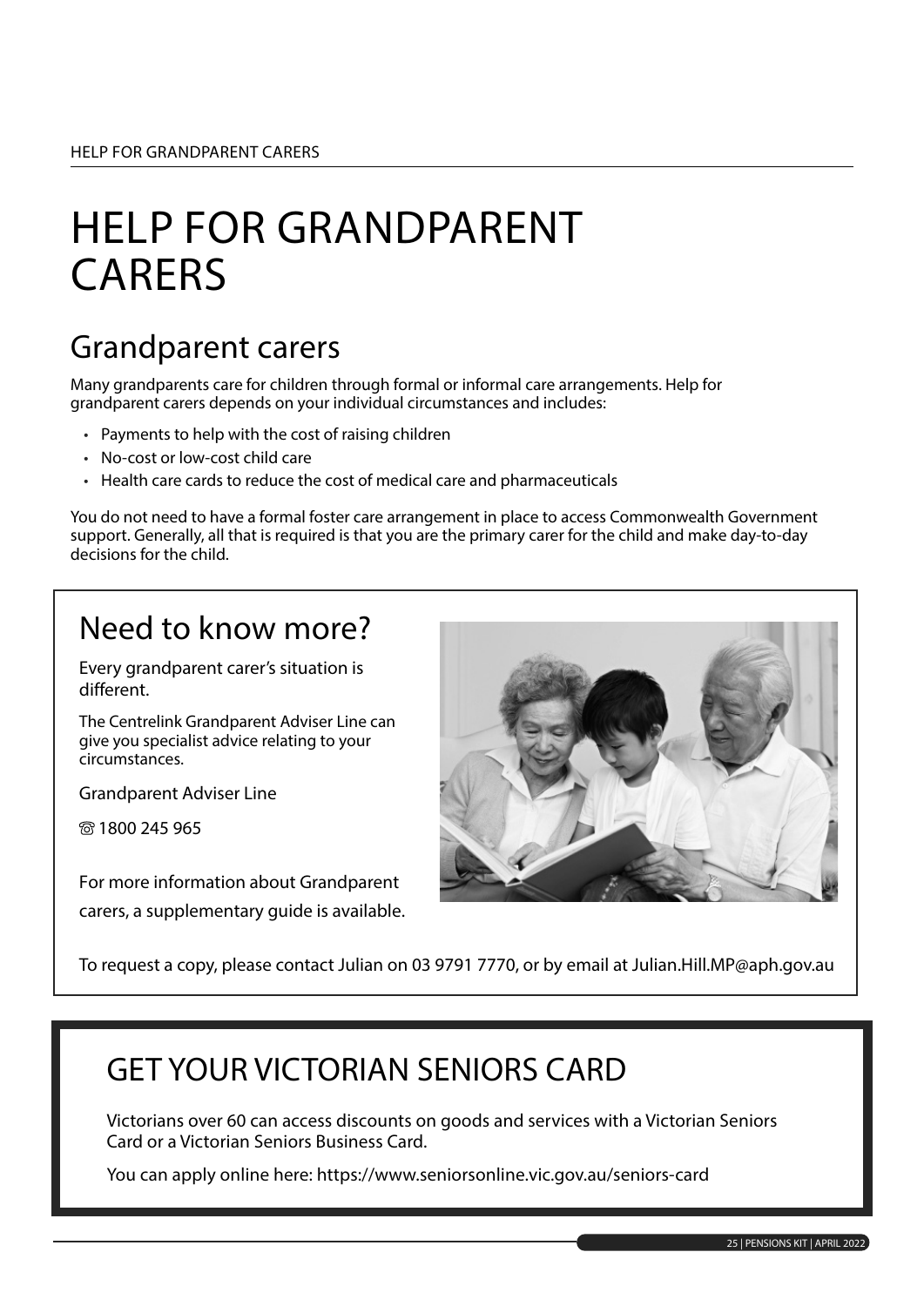# HELP FOR GRANDPARENT CARERS

## Grandparent carers

Many grandparents care for children through formal or informal care arrangements. Help for grandparent carers depends on your individual circumstances and includes:

- Payments to help with the cost of raising children
- No-cost or low-cost child care
- Health care cards to reduce the cost of medical care and pharmaceuticals

You do not need to have a formal foster care arrangement in place to access Commonwealth Government support. Generally, all that is required is that you are the primary carer for the child and make day-to-day decisions for the child.

## Need to know more?

Every grandparent carer's situation is different.

The Centrelink Grandparent Adviser Line can give you specialist advice relating to your circumstances.

Grandparent Adviser Line

☏ 1800 245 965

For more information about Grandparent carers, a supplementary guide is available.

To request a copy, please contact Julian on 03 9791 7770, or by email at Julian.Hill.MP@aph.gov.au

## GET YOUR VICTORIAN SENIORS CARD

Victorians over 60 can access discounts on goods and services with a Victorian Seniors Card or a Victorian Seniors Business Card.

You can apply online here: https://www.seniorsonline.vic.gov.au/seniors-card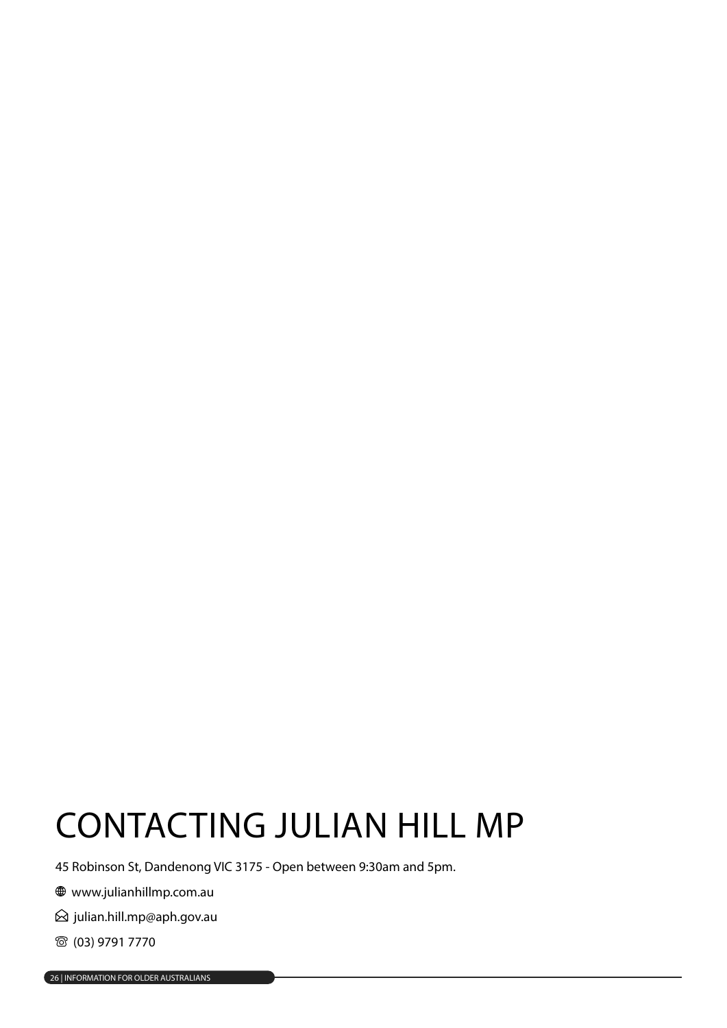# CONTACTING JULIAN HILL MP

45 Robinson St, Dandenong VIC 3175 - Open between 9:30am and 5pm.

🌐 www.julianhillmp.com.au

🖂 julian.hill.mp@aph.gov.au

☏ (03) 9791 7770